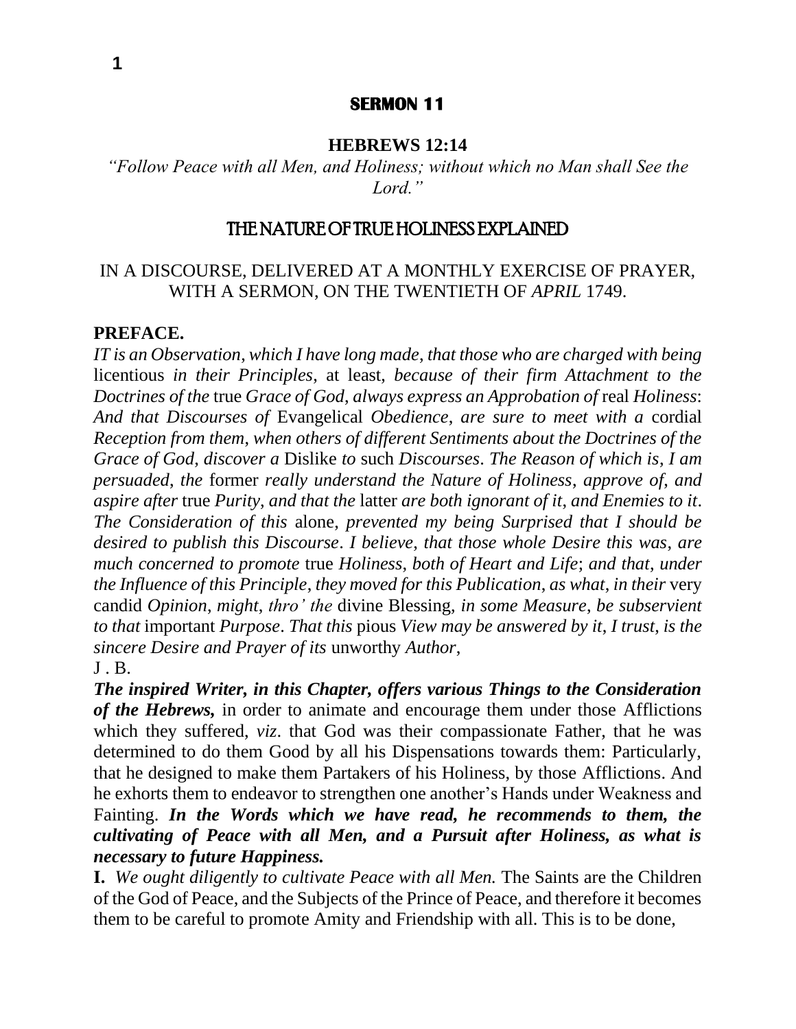# SERMON 11

**HEBREWS 12:14**

*"Follow Peace with all Men, and Holiness; without which no Man shall See the Lord."*

## THE NATURE OF TRUE HOLINESS EXPLAINED

IN A DISCOURSE, DELIVERED AT A MONTHLY EXERCISE OF PRAYER, WITH A SERMON, ON THE TWENTIETH OF *APRIL* 1749.

**PREFACE.**

*IT is an Observation, which I have long made, that those who are charged with being* licentious *in their Principles,* at least, *because of their firm Attachment to the Doctrines of the* true *Grace of God, always express an Approbation of* real *Holiness*: *And that Discourses of* Evangelical *Obedience, are sure to meet with a* cordial *Reception from them, when others of different Sentiments about the Doctrines of the Grace of God, discover a* Dislike *to* such *Discourses. The Reason of which is, I am persuaded, the* former *really understand the Nature of Holiness, approve of, and aspire after* true *Purity, and that the* latter *are both ignorant of it, and Enemies to it. The Consideration of this* alone, *prevented my being Surprised that I should be desired to publish this Discourse. I believe, that those whole Desire this was, are much concerned to promote* true *Holiness, both of Heart and Life*; *and that, under the Influence of this Principle, they moved for this Publication, as what, in their* very candid *Opinion, might, thro' the* divine Blessing, *in some Measure, be subservient to that* important *Purpose. That this* pious *View may be answered by it, I trust, is the sincere Desire and Prayer of its* unworthy *Author,*

J . B.

***The inspired Writer, in this Chapter, offers various Things to the Consideration of the Hebrews,*** in order to animate and encourage them under those Afflictions which they suffered, *viz*. that God was their compassionate Father, that he was determined to do them Good by all his Dispensations towards them: Particularly, that he designed to make them Partakers of his Holiness, by those Afflictions. And he exhorts them to endeavor to strengthen one another's Hands under Weakness and Fainting. ***In the Words which we have read, he recommends to them, the cultivating of Peace with all Men, and a Pursuit after Holiness, as what is necessary to future Happiness.***

**I.** *We ought diligently to cultivate Peace with all Men.* The Saints are the Children of the God of Peace, and the Subjects of the Prince of Peace, and therefore it becomes them to be careful to promote Amity and Friendship with all. This is to be done,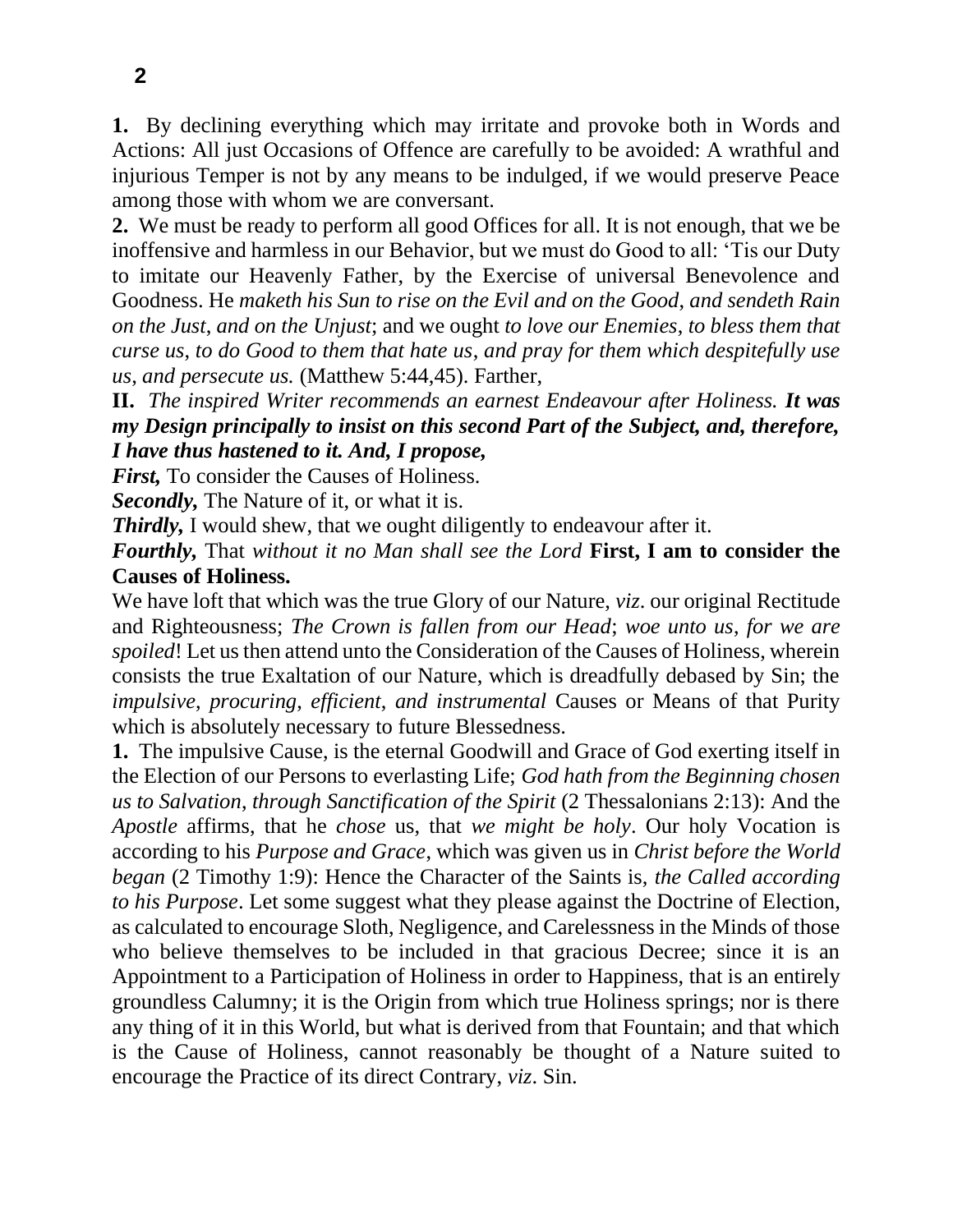**1.** By declining everything which may irritate and provoke both in Words and Actions: All just Occasions of Offence are carefully to be avoided: A wrathful and injurious Temper is not by any means to be indulged, if we would preserve Peace among those with whom we are conversant.

**2.** We must be ready to perform all good Offices for all. It is not enough, that we be inoffensive and harmless in our Behavior, but we must do Good to all: 'Tis our Duty to imitate our Heavenly Father, by the Exercise of universal Benevolence and Goodness. He *maketh his Sun to rise on the Evil and on the Good, and sendeth Rain on the Just, and on the Unjust*; and we ought *to love our Enemies, to bless them that curse us, to do Good to them that hate us, and pray for them which despitefully use us, and persecute us.* (Matthew 5:44,45). Farther,

**II.** *The inspired Writer recommends an earnest Endeavour after Holiness.* ***It was my Design principally to insist on this second Part of the Subject, and, therefore, I have thus hastened to it. And, I propose,***

***First,*** To consider the Causes of Holiness.

***Secondly,*** The Nature of it, or what it is.

***Thirdly,*** I would shew, that we ought diligently to endeavour after it.

***Fourthly,*** That *without it no Man shall see the Lord* **First, I am to consider the Causes of Holiness.**

We have loft that which was the true Glory of our Nature, *viz*. our original Rectitude and Righteousness; *The Crown is fallen from our Head*; *woe unto us, for we are spoiled*! Let us then attend unto the Consideration of the Causes of Holiness, wherein consists the true Exaltation of our Nature, which is dreadfully debased by Sin; the *impulsive, procuring, efficient, and instrumental* Causes or Means of that Purity which is absolutely necessary to future Blessedness.

**1.** The impulsive Cause, is the eternal Goodwill and Grace of God exerting itself in the Election of our Persons to everlasting Life; *God hath from the Beginning chosen us to Salvation, through Sanctification of the Spirit* (2 Thessalonians 2:13): And the *Apostle* affirms, that he *chose* us, that *we might be holy*. Our holy Vocation is according to his *Purpose and Grace*, which was given us in *Christ before the World began* (2 Timothy 1:9): Hence the Character of the Saints is, *the Called according to his Purpose*. Let some suggest what they please against the Doctrine of Election, as calculated to encourage Sloth, Negligence, and Carelessness in the Minds of those who believe themselves to be included in that gracious Decree; since it is an Appointment to a Participation of Holiness in order to Happiness, that is an entirely groundless Calumny; it is the Origin from which true Holiness springs; nor is there any thing of it in this World, but what is derived from that Fountain; and that which is the Cause of Holiness, cannot reasonably be thought of a Nature suited to encourage the Practice of its direct Contrary, *viz*. Sin.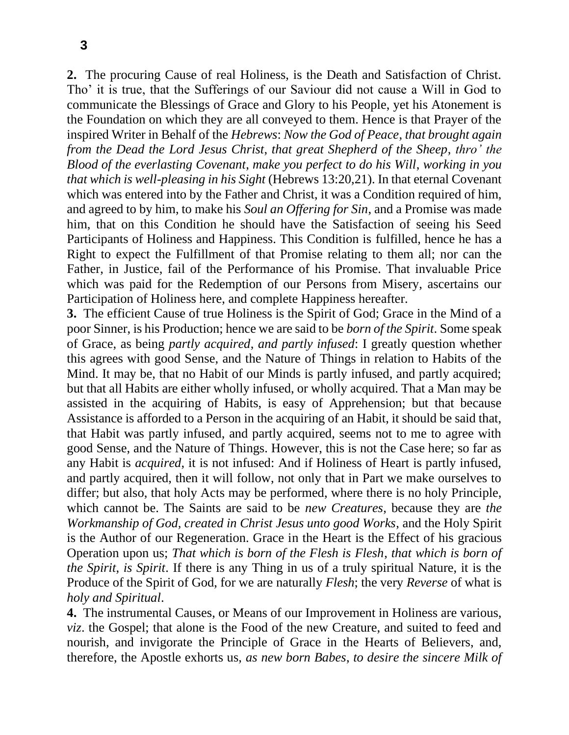**2.** The procuring Cause of real Holiness, is the Death and Satisfaction of Christ. Tho' it is true, that the Sufferings of our Saviour did not cause a Will in God to communicate the Blessings of Grace and Glory to his People, yet his Atonement is the Foundation on which they are all conveyed to them. Hence is that Prayer of the inspired Writer in Behalf of the *Hebrews*: *Now the God of Peace, that brought again from the Dead the Lord Jesus Christ, that great Shepherd of the Sheep, thro' the Blood of the everlasting Covenant, make you perfect to do his Will, working in you that which is well-pleasing in his Sight* (Hebrews 13:20,21). In that eternal Covenant which was entered into by the Father and Christ, it was a Condition required of him, and agreed to by him, to make his *Soul an Offering for Sin*, and a Promise was made him, that on this Condition he should have the Satisfaction of seeing his Seed Participants of Holiness and Happiness. This Condition is fulfilled, hence he has a Right to expect the Fulfillment of that Promise relating to them all; nor can the Father, in Justice, fail of the Performance of his Promise. That invaluable Price which was paid for the Redemption of our Persons from Misery, ascertains our Participation of Holiness here, and complete Happiness hereafter.

**3.** The efficient Cause of true Holiness is the Spirit of God; Grace in the Mind of a poor Sinner, is his Production; hence we are said to be *born of the Spirit*. Some speak of Grace, as being *partly acquired, and partly infused*: I greatly question whether this agrees with good Sense, and the Nature of Things in relation to Habits of the Mind. It may be, that no Habit of our Minds is partly infused, and partly acquired; but that all Habits are either wholly infused, or wholly acquired. That a Man may be assisted in the acquiring of Habits, is easy of Apprehension; but that because Assistance is afforded to a Person in the acquiring of an Habit, it should be said that, that Habit was partly infused, and partly acquired, seems not to me to agree with good Sense, and the Nature of Things. However, this is not the Case here; so far as any Habit is *acquired*, it is not infused: And if Holiness of Heart is partly infused, and partly acquired, then it will follow, not only that in Part we make ourselves to differ; but also, that holy Acts may be performed, where there is no holy Principle, which cannot be. The Saints are said to be *new Creatures*, because they are *the Workmanship of God, created in Christ Jesus unto good Works*, and the Holy Spirit is the Author of our Regeneration. Grace in the Heart is the Effect of his gracious Operation upon us; *That which is born of the Flesh is Flesh, that which is born of the Spirit, is Spirit*. If there is any Thing in us of a truly spiritual Nature, it is the Produce of the Spirit of God, for we are naturally *Flesh*; the very *Reverse* of what is *holy and Spiritual*.

**4.** The instrumental Causes, or Means of our Improvement in Holiness are various, *viz*. the Gospel; that alone is the Food of the new Creature, and suited to feed and nourish, and invigorate the Principle of Grace in the Hearts of Believers, and, therefore, the Apostle exhorts us, *as new born Babes, to desire the sincere Milk of*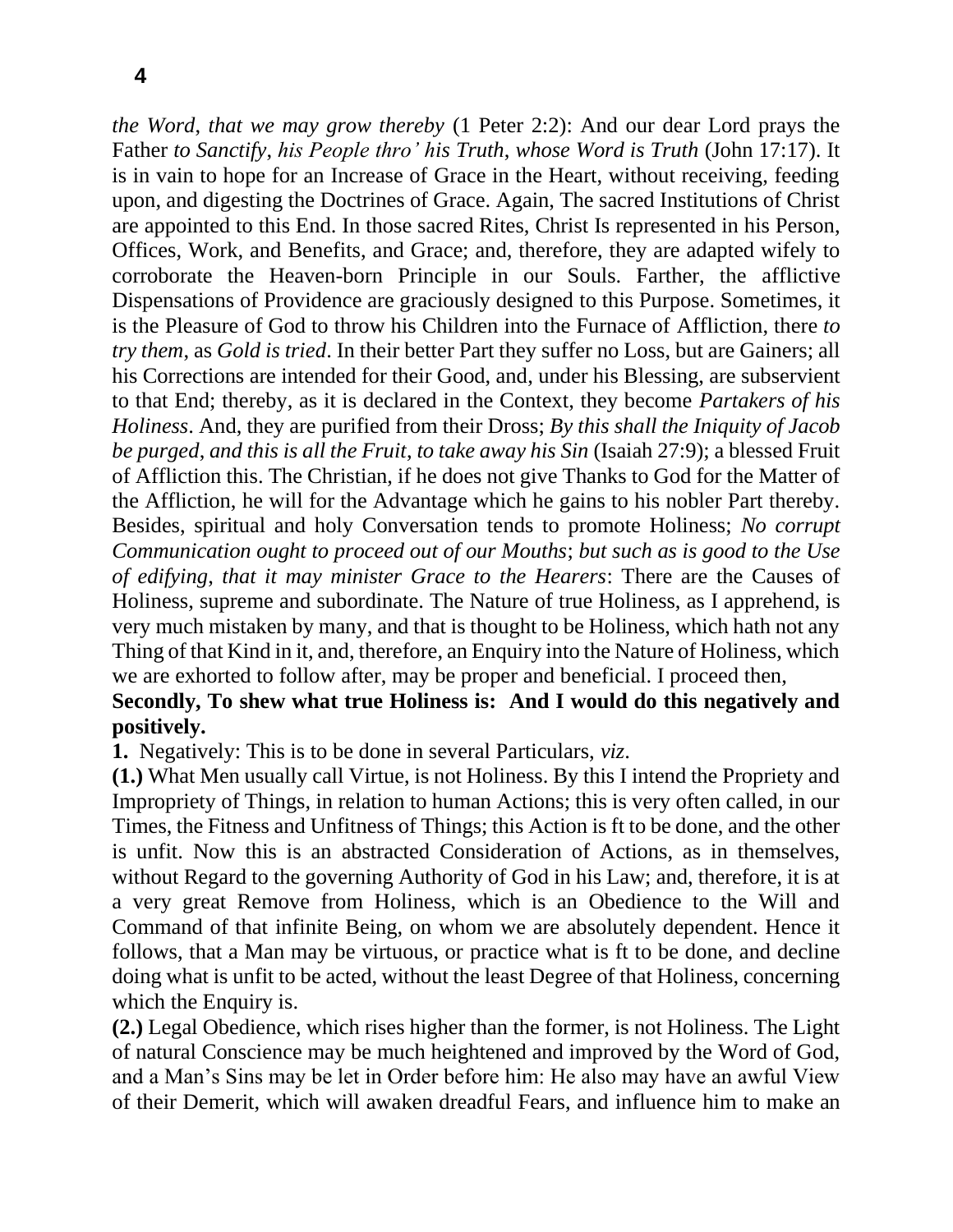*the Word*, *that we may grow thereby* (1 Peter 2:2): And our dear Lord prays the Father *to Sanctify*, *his People thro' his Truth*, *whose Word is Truth* (John 17:17). It is in vain to hope for an Increase of Grace in the Heart, without receiving, feeding upon, and digesting the Doctrines of Grace. Again, The sacred Institutions of Christ are appointed to this End. In those sacred Rites, Christ Is represented in his Person, Offices, Work, and Benefits, and Grace; and, therefore, they are adapted wifely to corroborate the Heaven-born Principle in our Souls. Farther, the afflictive Dispensations of Providence are graciously designed to this Purpose. Sometimes, it is the Pleasure of God to throw his Children into the Furnace of Affliction, there *to try them*, as *Gold is tried*. In their better Part they suffer no Loss, but are Gainers; all his Corrections are intended for their Good, and, under his Blessing, are subservient to that End; thereby, as it is declared in the Context, they become *Partakers of his Holiness*. And, they are purified from their Dross; *By this shall the Iniquity of Jacob be purged*, *and this is all the Fruit*, *to take away his Sin* (Isaiah 27:9); a blessed Fruit of Affliction this. The Christian, if he does not give Thanks to God for the Matter of the Affliction, he will for the Advantage which he gains to his nobler Part thereby. Besides, spiritual and holy Conversation tends to promote Holiness; *No corrupt Communication ought to proceed out of our Mouths*; *but such as is good to the Use of edifying*, *that it may minister Grace to the Hearers*: There are the Causes of Holiness, supreme and subordinate. The Nature of true Holiness, as I apprehend, is very much mistaken by many, and that is thought to be Holiness, which hath not any Thing of that Kind in it, and, therefore, an Enquiry into the Nature of Holiness, which we are exhorted to follow after, may be proper and beneficial. I proceed then,

**Secondly, To shew what true Holiness is: And I would do this negatively and positively.**

**1.** Negatively: This is to be done in several Particulars, *viz*.

**(1.)** What Men usually call Virtue, is not Holiness. By this I intend the Propriety and Impropriety of Things, in relation to human Actions; this is very often called, in our Times, the Fitness and Unfitness of Things; this Action is ft to be done, and the other is unfit. Now this is an abstracted Consideration of Actions, as in themselves, without Regard to the governing Authority of God in his Law; and, therefore, it is at a very great Remove from Holiness, which is an Obedience to the Will and Command of that infinite Being, on whom we are absolutely dependent. Hence it follows, that a Man may be virtuous, or practice what is ft to be done, and decline doing what is unfit to be acted, without the least Degree of that Holiness, concerning which the Enquiry is.

**(2.)** Legal Obedience, which rises higher than the former, is not Holiness. The Light of natural Conscience may be much heightened and improved by the Word of God, and a Man's Sins may be let in Order before him: He also may have an awful View of their Demerit, which will awaken dreadful Fears, and influence him to make an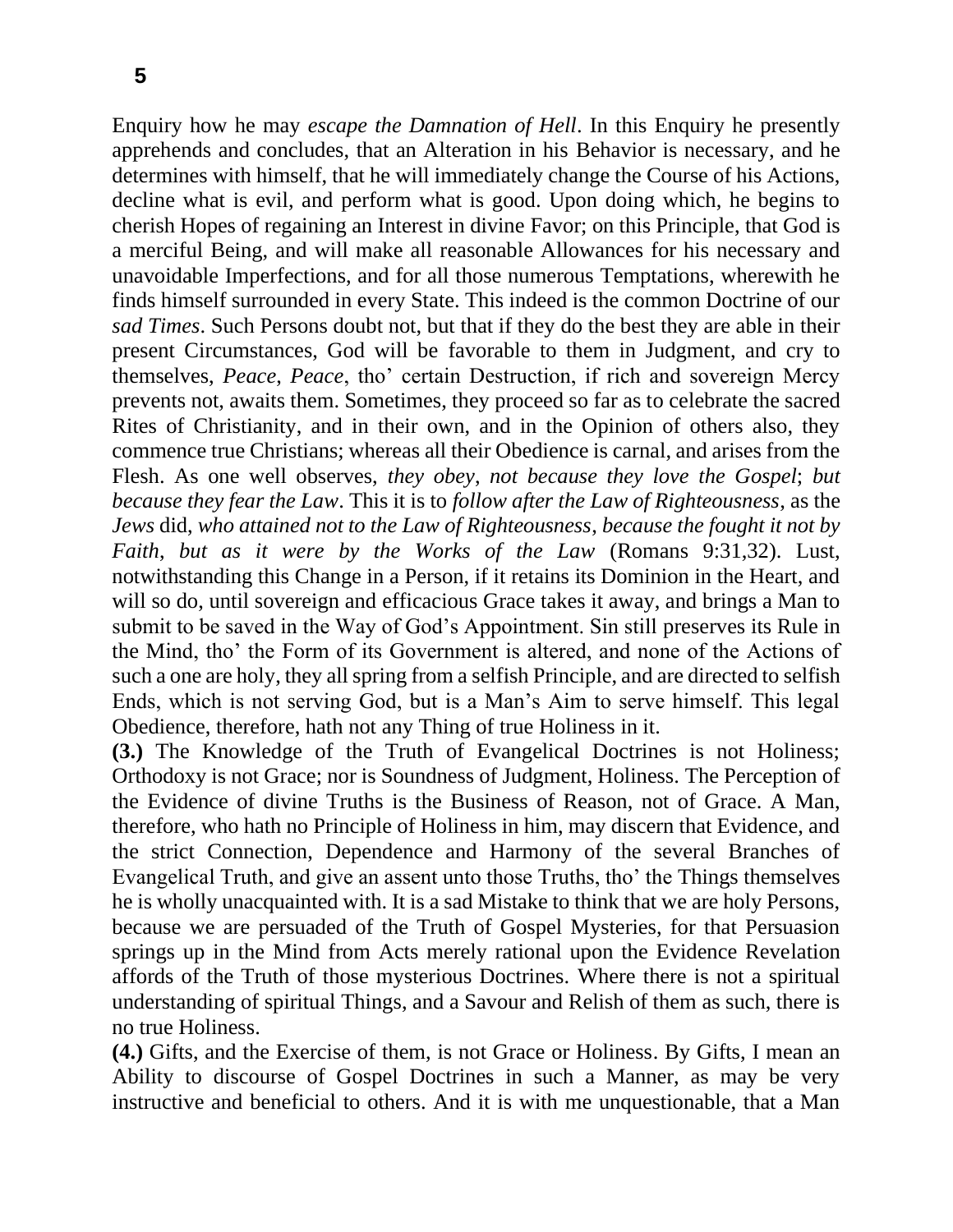Enquiry how he may *escape the Damnation of Hell*. In this Enquiry he presently apprehends and concludes, that an Alteration in his Behavior is necessary, and he determines with himself, that he will immediately change the Course of his Actions, decline what is evil, and perform what is good. Upon doing which, he begins to cherish Hopes of regaining an Interest in divine Favor; on this Principle, that God is a merciful Being, and will make all reasonable Allowances for his necessary and unavoidable Imperfections, and for all those numerous Temptations, wherewith he finds himself surrounded in every State. This indeed is the common Doctrine of our *sad Times*. Such Persons doubt not, but that if they do the best they are able in their present Circumstances, God will be favorable to them in Judgment, and cry to themselves, *Peace*, *Peace*, tho' certain Destruction, if rich and sovereign Mercy prevents not, awaits them. Sometimes, they proceed so far as to celebrate the sacred Rites of Christianity, and in their own, and in the Opinion of others also, they commence true Christians; whereas all their Obedience is carnal, and arises from the Flesh. As one well observes, *they obey*, *not because they love the Gospel*; *but because they fear the Law*. This it is to *follow after the Law of Righteousness*, as the *Jews* did, *who attained not to the Law of Righteousness, because the fought it not by Faith*, *but as it were by the Works of the Law* (Romans 9:31,32). Lust, notwithstanding this Change in a Person, if it retains its Dominion in the Heart, and will so do, until sovereign and efficacious Grace takes it away, and brings a Man to submit to be saved in the Way of God's Appointment. Sin still preserves its Rule in the Mind, tho' the Form of its Government is altered, and none of the Actions of such a one are holy, they all spring from a selfish Principle, and are directed to selfish Ends, which is not serving God, but is a Man's Aim to serve himself. This legal Obedience, therefore, hath not any Thing of true Holiness in it.

**(3.)** The Knowledge of the Truth of Evangelical Doctrines is not Holiness; Orthodoxy is not Grace; nor is Soundness of Judgment, Holiness. The Perception of the Evidence of divine Truths is the Business of Reason, not of Grace. A Man, therefore, who hath no Principle of Holiness in him, may discern that Evidence, and the strict Connection, Dependence and Harmony of the several Branches of Evangelical Truth, and give an assent unto those Truths, tho' the Things themselves he is wholly unacquainted with. It is a sad Mistake to think that we are holy Persons, because we are persuaded of the Truth of Gospel Mysteries, for that Persuasion springs up in the Mind from Acts merely rational upon the Evidence Revelation affords of the Truth of those mysterious Doctrines. Where there is not a spiritual understanding of spiritual Things, and a Savour and Relish of them as such, there is no true Holiness.

**(4.)** Gifts, and the Exercise of them, is not Grace or Holiness. By Gifts, I mean an Ability to discourse of Gospel Doctrines in such a Manner, as may be very instructive and beneficial to others. And it is with me unquestionable, that a Man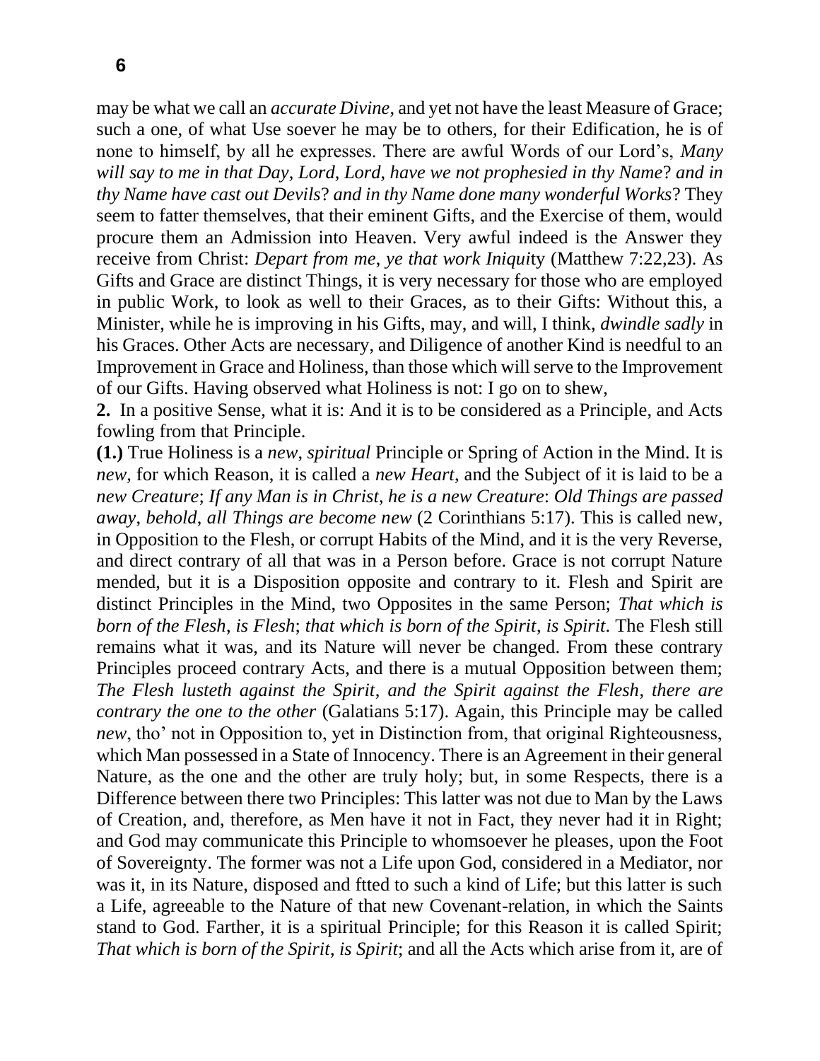may be what we call an *accurate Divine*, and yet not have the least Measure of Grace; such a one, of what Use soever he may be to others, for their Edification, he is of none to himself, by all he expresses. There are awful Words of our Lord's, *Many will say to me in that Day*, *Lord*, *Lord*, *have we not prophesied in thy Name*? *and in thy Name have cast out Devils*? *and in thy Name done many wonderful Works*? They seem to fatter themselves, that their eminent Gifts, and the Exercise of them, would procure them an Admission into Heaven. Very awful indeed is the Answer they receive from Christ: *Depart from me*, *ye that work Iniqui*ty (Matthew 7:22,23). As Gifts and Grace are distinct Things, it is very necessary for those who are employed in public Work, to look as well to their Graces, as to their Gifts: Without this, a Minister, while he is improving in his Gifts, may, and will, I think, *dwindle sadly* in his Graces. Other Acts are necessary, and Diligence of another Kind is needful to an Improvement in Grace and Holiness, than those which will serve to the Improvement of our Gifts. Having observed what Holiness is not: I go on to shew,

**2.** In a positive Sense, what it is: And it is to be considered as a Principle, and Acts fowling from that Principle.

**(1.)** True Holiness is a *new*, *spiritual* Principle or Spring of Action in the Mind. It is *new*, for which Reason, it is called a *new Heart*, and the Subject of it is laid to be a *new Creature*; *If any Man is in Christ*, *he is a new Creature*: *Old Things are passed away*, *behold*, *all Things are become new* (2 Corinthians 5:17). This is called new, in Opposition to the Flesh, or corrupt Habits of the Mind, and it is the very Reverse, and direct contrary of all that was in a Person before. Grace is not corrupt Nature mended, but it is a Disposition opposite and contrary to it. Flesh and Spirit are distinct Principles in the Mind, two Opposites in the same Person; *That which is born of the Flesh*, *is Flesh*; *that which is born of the Spirit*, *is Spirit*. The Flesh still remains what it was, and its Nature will never be changed. From these contrary Principles proceed contrary Acts, and there is a mutual Opposition between them; *The Flesh lusteth against the Spirit*, *and the Spirit against the Flesh*, *there are contrary the one to the other* (Galatians 5:17). Again, this Principle may be called *new*, tho' not in Opposition to, yet in Distinction from, that original Righteousness, which Man possessed in a State of Innocency. There is an Agreement in their general Nature, as the one and the other are truly holy; but, in some Respects, there is a Difference between there two Principles: This latter was not due to Man by the Laws of Creation, and, therefore, as Men have it not in Fact, they never had it in Right; and God may communicate this Principle to whomsoever he pleases, upon the Foot of Sovereignty. The former was not a Life upon God, considered in a Mediator, nor was it, in its Nature, disposed and ftted to such a kind of Life; but this latter is such a Life, agreeable to the Nature of that new Covenant-relation, in which the Saints stand to God. Farther, it is a spiritual Principle; for this Reason it is called Spirit; *That which is born of the Spirit*, *is Spirit*; and all the Acts which arise from it, are of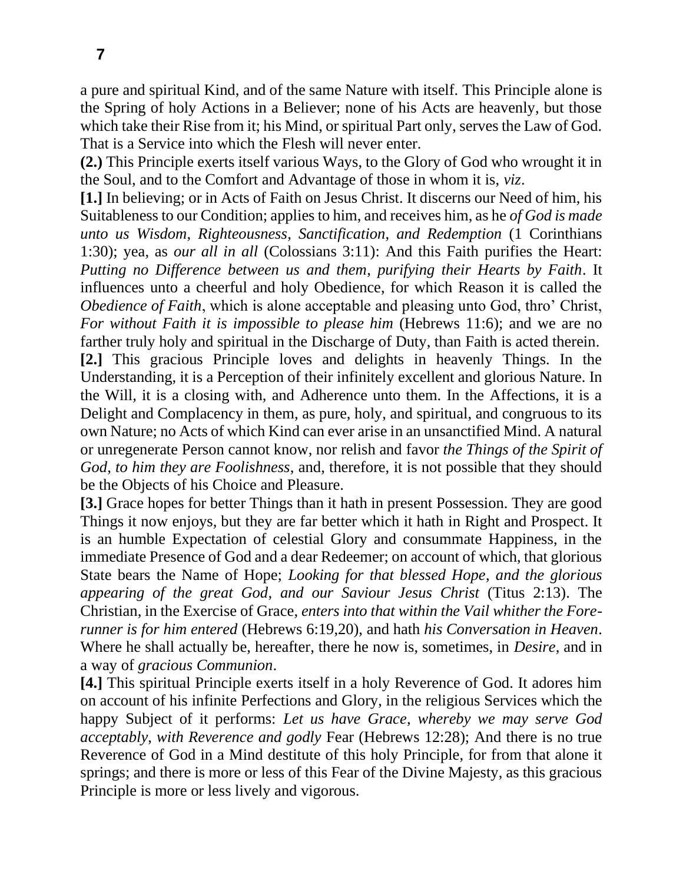a pure and spiritual Kind, and of the same Nature with itself. This Principle alone is the Spring of holy Actions in a Believer; none of his Acts are heavenly, but those which take their Rise from it; his Mind, or spiritual Part only, serves the Law of God. That is a Service into which the Flesh will never enter.

**(2.)** This Principle exerts itself various Ways, to the Glory of God who wrought it in the Soul, and to the Comfort and Advantage of those in whom it is, *viz*.

**[1.]** In believing; or in Acts of Faith on Jesus Christ. It discerns our Need of him, his Suitableness to our Condition; applies to him, and receives him, as he *of God is made unto us Wisdom, Righteousness, Sanctification, and Redemption* (1 Corinthians 1:30); yea, as *our all in all* (Colossians 3:11): And this Faith purifies the Heart: *Putting no Difference between us and them, purifying their Hearts by Faith*. It influences unto a cheerful and holy Obedience, for which Reason it is called the *Obedience of Faith*, which is alone acceptable and pleasing unto God, thro' Christ, *For without Faith it is impossible to please him* (Hebrews 11:6); and we are no farther truly holy and spiritual in the Discharge of Duty, than Faith is acted therein.

**[2.]** This gracious Principle loves and delights in heavenly Things. In the Understanding, it is a Perception of their infinitely excellent and glorious Nature. In the Will, it is a closing with, and Adherence unto them. In the Affections, it is a Delight and Complacency in them, as pure, holy, and spiritual, and congruous to its own Nature; no Acts of which Kind can ever arise in an unsanctified Mind. A natural or unregenerate Person cannot know, nor relish and favor *the Things of the Spirit of God, to him they are Foolishness*, and, therefore, it is not possible that they should be the Objects of his Choice and Pleasure.

**[3.]** Grace hopes for better Things than it hath in present Possession. They are good Things it now enjoys, but they are far better which it hath in Right and Prospect. It is an humble Expectation of celestial Glory and consummate Happiness, in the immediate Presence of God and a dear Redeemer; on account of which, that glorious State bears the Name of Hope; *Looking for that blessed Hope, and the glorious appearing of the great God, and our Saviour Jesus Christ* (Titus 2:13). The Christian, in the Exercise of Grace, *enters into that within the Vail whither the Fore-runner is for him entered* (Hebrews 6:19,20), and hath *his Conversation in Heaven*. Where he shall actually be, hereafter, there he now is, sometimes, in *Desire*, and in a way of *gracious Communion*.

**[4.]** This spiritual Principle exerts itself in a holy Reverence of God. It adores him on account of his infinite Perfections and Glory, in the religious Services which the happy Subject of it performs: *Let us have Grace, whereby we may serve God acceptably, with Reverence and godly* Fear (Hebrews 12:28); And there is no true Reverence of God in a Mind destitute of this holy Principle, for from that alone it springs; and there is more or less of this Fear of the Divine Majesty, as this gracious Principle is more or less lively and vigorous.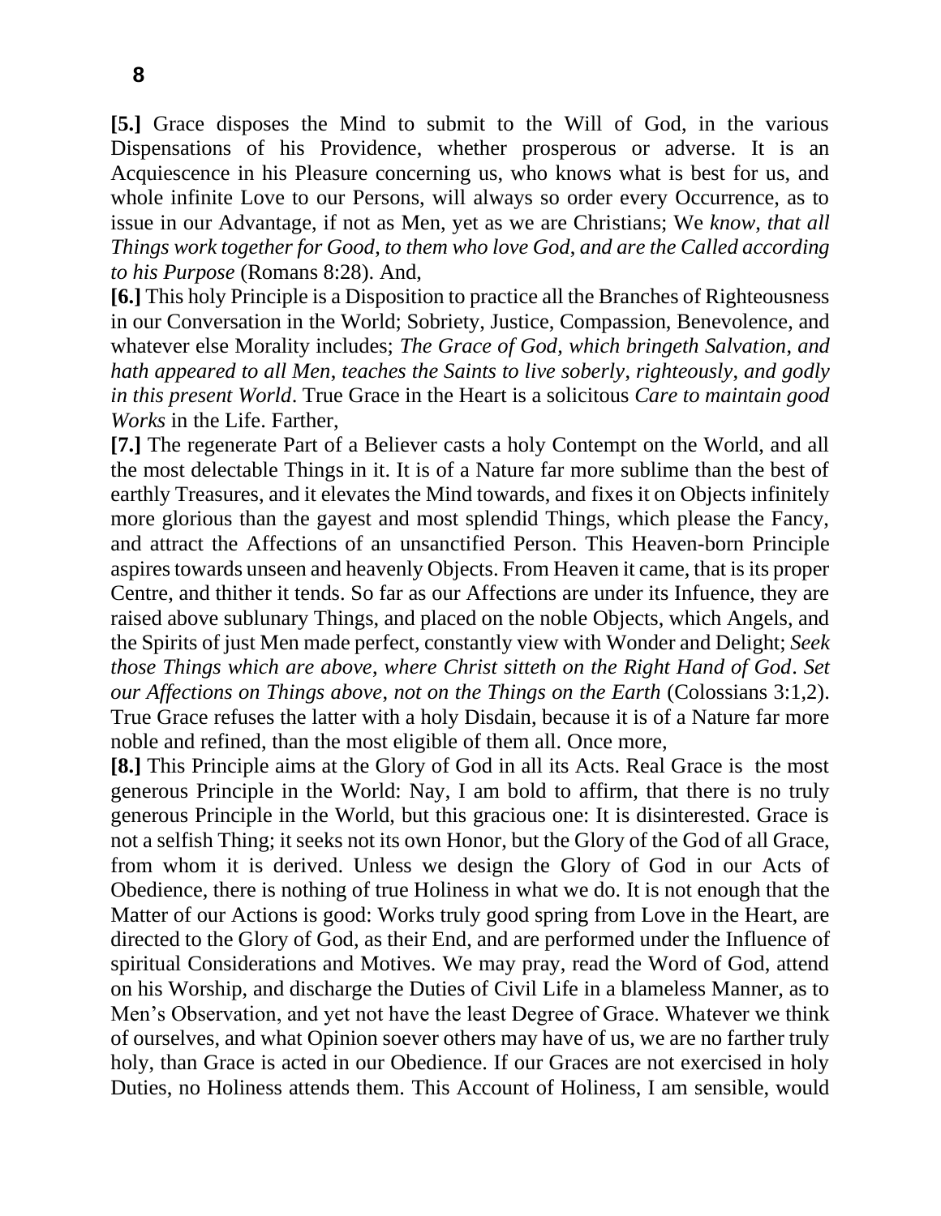**[5.]** Grace disposes the Mind to submit to the Will of God, in the various Dispensations of his Providence, whether prosperous or adverse. It is an Acquiescence in his Pleasure concerning us, who knows what is best for us, and whole infinite Love to our Persons, will always so order every Occurrence, as to issue in our Advantage, if not as Men, yet as we are Christians; We *know, that all Things work together for Good, to them who love God, and are the Called according to his Purpose* (Romans 8:28). And,

**[6.]** This holy Principle is a Disposition to practice all the Branches of Righteousness in our Conversation in the World; Sobriety, Justice, Compassion, Benevolence, and whatever else Morality includes; *The Grace of God, which bringeth Salvation, and hath appeared to all Men, teaches the Saints to live soberly, righteously, and godly in this present World*. True Grace in the Heart is a solicitous *Care to maintain good Works* in the Life. Farther,

**[7.]** The regenerate Part of a Believer casts a holy Contempt on the World, and all the most delectable Things in it. It is of a Nature far more sublime than the best of earthly Treasures, and it elevates the Mind towards, and fixes it on Objects infinitely more glorious than the gayest and most splendid Things, which please the Fancy, and attract the Affections of an unsanctified Person. This Heaven-born Principle aspires towards unseen and heavenly Objects. From Heaven it came, that is its proper Centre, and thither it tends. So far as our Affections are under its Infuence, they are raised above sublunary Things, and placed on the noble Objects, which Angels, and the Spirits of just Men made perfect, constantly view with Wonder and Delight; *Seek those Things which are above, where Christ sitteth on the Right Hand of God. Set our Affections on Things above, not on the Things on the Earth* (Colossians 3:1,2). True Grace refuses the latter with a holy Disdain, because it is of a Nature far more noble and refined, than the most eligible of them all. Once more,

**[8.]** This Principle aims at the Glory of God in all its Acts. Real Grace is the most generous Principle in the World: Nay, I am bold to affirm, that there is no truly generous Principle in the World, but this gracious one: It is disinterested. Grace is not a selfish Thing; it seeks not its own Honor, but the Glory of the God of all Grace, from whom it is derived. Unless we design the Glory of God in our Acts of Obedience, there is nothing of true Holiness in what we do. It is not enough that the Matter of our Actions is good: Works truly good spring from Love in the Heart, are directed to the Glory of God, as their End, and are performed under the Influence of spiritual Considerations and Motives. We may pray, read the Word of God, attend on his Worship, and discharge the Duties of Civil Life in a blameless Manner, as to Men's Observation, and yet not have the least Degree of Grace. Whatever we think of ourselves, and what Opinion soever others may have of us, we are no farther truly holy, than Grace is acted in our Obedience. If our Graces are not exercised in holy Duties, no Holiness attends them. This Account of Holiness, I am sensible, would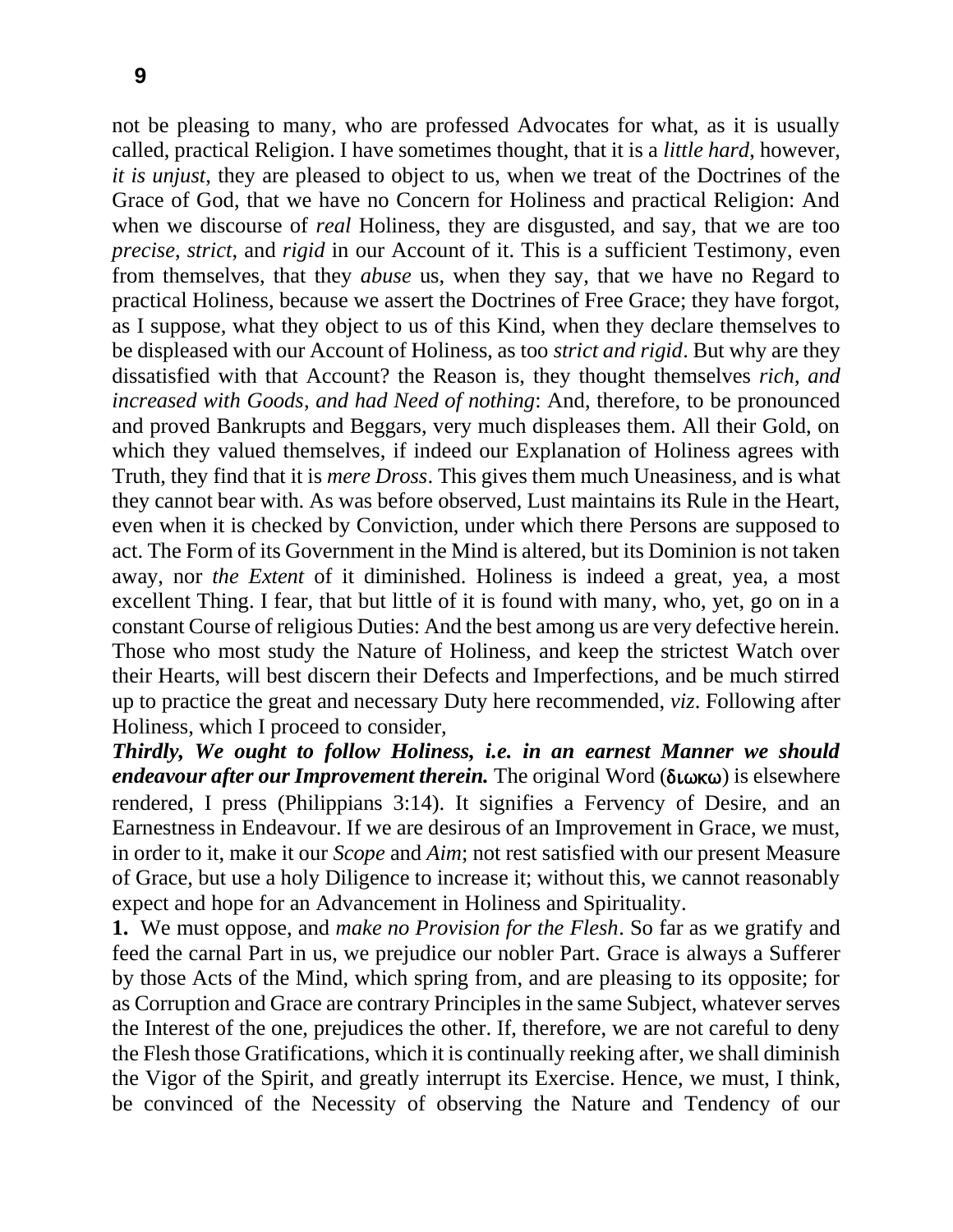not be pleasing to many, who are professed Advocates for what, as it is usually called, practical Religion. I have sometimes thought, that it is a *little hard*, however, *it is unjust*, they are pleased to object to us, when we treat of the Doctrines of the Grace of God, that we have no Concern for Holiness and practical Religion: And when we discourse of *real* Holiness, they are disgusted, and say, that we are too *precise*, *strict*, and *rigid* in our Account of it. This is a sufficient Testimony, even from themselves, that they *abuse* us, when they say, that we have no Regard to practical Holiness, because we assert the Doctrines of Free Grace; they have forgot, as I suppose, what they object to us of this Kind, when they declare themselves to be displeased with our Account of Holiness, as too *strict and rigid*. But why are they dissatisfied with that Account? the Reason is, they thought themselves *rich*, *and increased with Goods*, *and had Need of nothing*: And, therefore, to be pronounced and proved Bankrupts and Beggars, very much displeases them. All their Gold, on which they valued themselves, if indeed our Explanation of Holiness agrees with Truth, they find that it is *mere Dross*. This gives them much Uneasiness, and is what they cannot bear with. As was before observed, Lust maintains its Rule in the Heart, even when it is checked by Conviction, under which there Persons are supposed to act. The Form of its Government in the Mind is altered, but its Dominion is not taken away, nor *the Extent* of it diminished. Holiness is indeed a great, yea, a most excellent Thing. I fear, that but little of it is found with many, who, yet, go on in a constant Course of religious Duties: And the best among us are very defective herein. Those who most study the Nature of Holiness, and keep the strictest Watch over their Hearts, will best discern their Defects and Imperfections, and be much stirred up to practice the great and necessary Duty here recommended, *viz*. Following after Holiness, which I proceed to consider,

***Thirdly, We ought to follow Holiness, i.e. in an earnest Manner we should endeavour after our Improvement therein.*** The original Word (διωκω) is elsewhere rendered, I press (Philippians 3:14). It signifies a Fervency of Desire, and an Earnestness in Endeavour. If we are desirous of an Improvement in Grace, we must, in order to it, make it our *Scope* and *Aim*; not rest satisfied with our present Measure of Grace, but use a holy Diligence to increase it; without this, we cannot reasonably expect and hope for an Advancement in Holiness and Spirituality.

**1.** We must oppose, and *make no Provision for the Flesh*. So far as we gratify and feed the carnal Part in us, we prejudice our nobler Part. Grace is always a Sufferer by those Acts of the Mind, which spring from, and are pleasing to its opposite; for as Corruption and Grace are contrary Principles in the same Subject, whatever serves the Interest of the one, prejudices the other. If, therefore, we are not careful to deny the Flesh those Gratifications, which it is continually reeking after, we shall diminish the Vigor of the Spirit, and greatly interrupt its Exercise. Hence, we must, I think, be convinced of the Necessity of observing the Nature and Tendency of our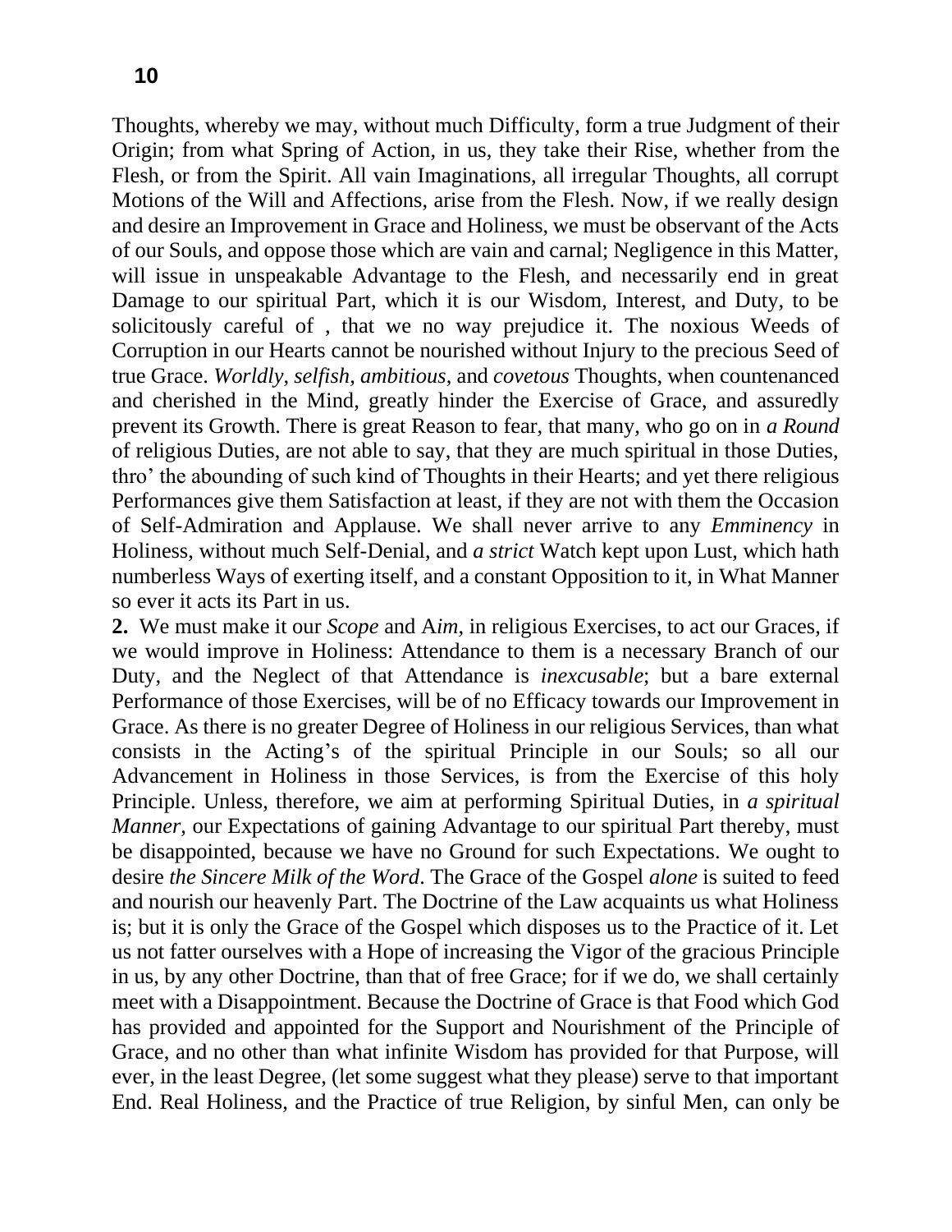Thoughts, whereby we may, without much Difficulty, form a true Judgment of their Origin; from what Spring of Action, in us, they take their Rise, whether from the Flesh, or from the Spirit. All vain Imaginations, all irregular Thoughts, all corrupt Motions of the Will and Affections, arise from the Flesh. Now, if we really design and desire an Improvement in Grace and Holiness, we must be observant of the Acts of our Souls, and oppose those which are vain and carnal; Negligence in this Matter, will issue in unspeakable Advantage to the Flesh, and necessarily end in great Damage to our spiritual Part, which it is our Wisdom, Interest, and Duty, to be solicitously careful of , that we no way prejudice it. The noxious Weeds of Corruption in our Hearts cannot be nourished without Injury to the precious Seed of true Grace. *Worldly, selfish, ambitious*, and *covetous* Thoughts, when countenanced and cherished in the Mind, greatly hinder the Exercise of Grace, and assuredly prevent its Growth. There is great Reason to fear, that many, who go on in *a Round* of religious Duties, are not able to say, that they are much spiritual in those Duties, thro' the abounding of such kind of Thoughts in their Hearts; and yet there religious Performances give them Satisfaction at least, if they are not with them the Occasion of Self-Admiration and Applause. We shall never arrive to any *Emminency* in Holiness, without much Self-Denial, and *a strict* Watch kept upon Lust, which hath numberless Ways of exerting itself, and a constant Opposition to it, in What Manner so ever it acts its Part in us.

**2.** We must make it our *Scope* and A*im*, in religious Exercises, to act our Graces, if we would improve in Holiness: Attendance to them is a necessary Branch of our Duty, and the Neglect of that Attendance is *inexcusable*; but a bare external Performance of those Exercises, will be of no Efficacy towards our Improvement in Grace. As there is no greater Degree of Holiness in our religious Services, than what consists in the Acting's of the spiritual Principle in our Souls; so all our Advancement in Holiness in those Services, is from the Exercise of this holy Principle. Unless, therefore, we aim at performing Spiritual Duties, in *a spiritual Manner,* our Expectations of gaining Advantage to our spiritual Part thereby, must be disappointed, because we have no Ground for such Expectations. We ought to desire *the Sincere Milk of the Word*. The Grace of the Gospel *alone* is suited to feed and nourish our heavenly Part. The Doctrine of the Law acquaints us what Holiness is; but it is only the Grace of the Gospel which disposes us to the Practice of it. Let us not fatter ourselves with a Hope of increasing the Vigor of the gracious Principle in us, by any other Doctrine, than that of free Grace; for if we do, we shall certainly meet with a Disappointment. Because the Doctrine of Grace is that Food which God has provided and appointed for the Support and Nourishment of the Principle of Grace, and no other than what infinite Wisdom has provided for that Purpose, will ever, in the least Degree, (let some suggest what they please) serve to that important End. Real Holiness, and the Practice of true Religion, by sinful Men, can only be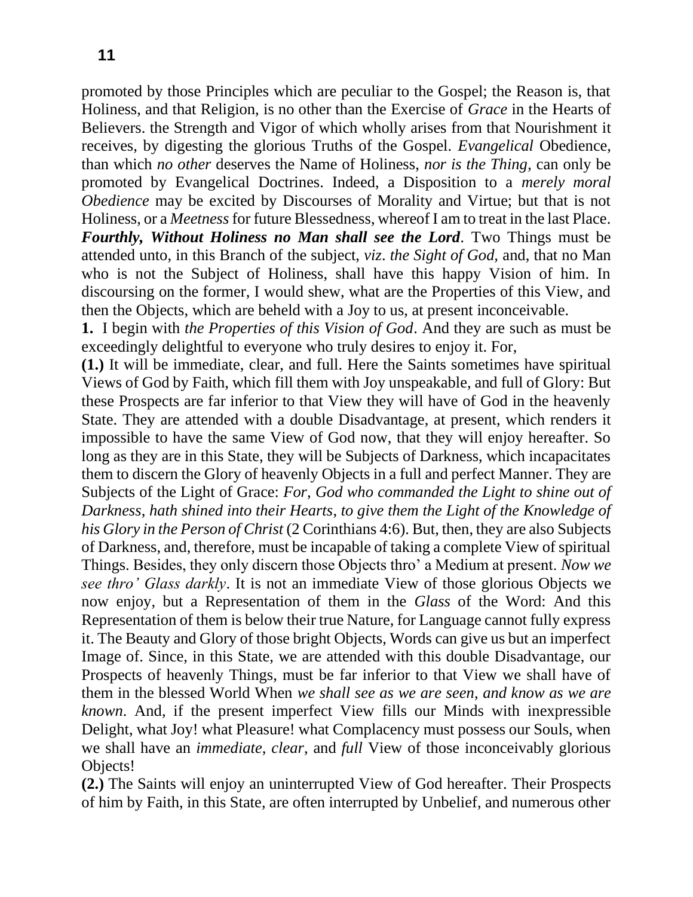promoted by those Principles which are peculiar to the Gospel; the Reason is, that Holiness, and that Religion, is no other than the Exercise of *Grace* in the Hearts of Believers. the Strength and Vigor of which wholly arises from that Nourishment it receives, by digesting the glorious Truths of the Gospel. *Evangelical* Obedience, than which *no other* deserves the Name of Holiness, *nor is the Thing*, can only be promoted by Evangelical Doctrines. Indeed, a Disposition to a *merely moral Obedience* may be excited by Discourses of Morality and Virtue; but that is not Holiness, or a *Meetness* for future Blessedness, whereof I am to treat in the last Place.

***Fourthly, Without Holiness no Man shall see the Lord***. Two Things must be attended unto, in this Branch of the subject, *viz*. *the Sight of God,* and, that no Man who is not the Subject of Holiness, shall have this happy Vision of him. In discoursing on the former, I would shew, what are the Properties of this View, and then the Objects, which are beheld with a Joy to us, at present inconceivable.

**1.** I begin with *the Properties of this Vision of God*. And they are such as must be exceedingly delightful to everyone who truly desires to enjoy it. For,

**(1.)** It will be immediate, clear, and full. Here the Saints sometimes have spiritual Views of God by Faith, which fill them with Joy unspeakable, and full of Glory: But these Prospects are far inferior to that View they will have of God in the heavenly State. They are attended with a double Disadvantage, at present, which renders it impossible to have the same View of God now, that they will enjoy hereafter. So long as they are in this State, they will be Subjects of Darkness, which incapacitates them to discern the Glory of heavenly Objects in a full and perfect Manner. They are Subjects of the Light of Grace: *For, God who commanded the Light to shine out of Darkness, hath shined into their Hearts, to give them the Light of the Knowledge of his Glory in the Person of Christ* (2 Corinthians 4:6). But, then, they are also Subjects of Darkness, and, therefore, must be incapable of taking a complete View of spiritual Things. Besides, they only discern those Objects thro' a Medium at present. *Now we see thro' Glass darkly*. It is not an immediate View of those glorious Objects we now enjoy, but a Representation of them in the *Glass* of the Word: And this Representation of them is below their true Nature, for Language cannot fully express it. The Beauty and Glory of those bright Objects, Words can give us but an imperfect Image of. Since, in this State, we are attended with this double Disadvantage, our Prospects of heavenly Things, must be far inferior to that View we shall have of them in the blessed World When *we shall see as we are seen, and know as we are known*. And, if the present imperfect View fills our Minds with inexpressible Delight, what Joy! what Pleasure! what Complacency must possess our Souls, when we shall have an *immediate*, *clear*, and *full* View of those inconceivably glorious Objects!

**(2.)** The Saints will enjoy an uninterrupted View of God hereafter. Their Prospects of him by Faith, in this State, are often interrupted by Unbelief, and numerous other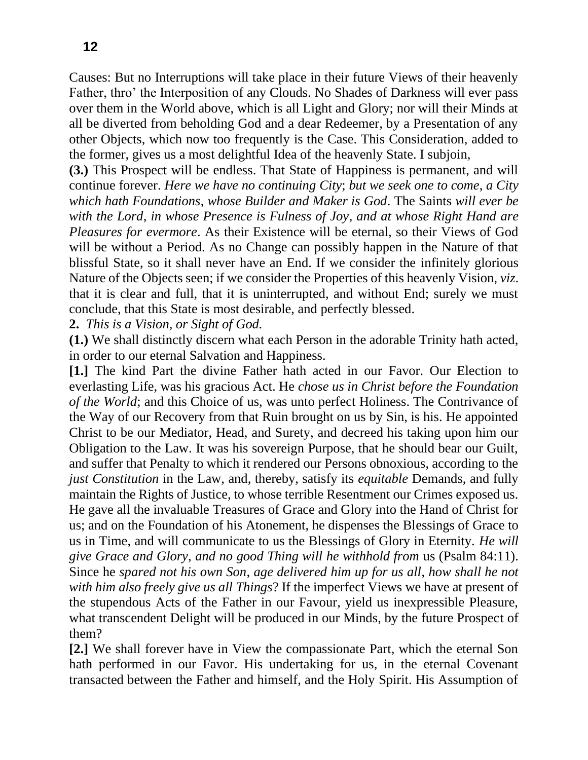Causes: But no Interruptions will take place in their future Views of their heavenly Father, thro' the Interposition of any Clouds. No Shades of Darkness will ever pass over them in the World above, which is all Light and Glory; nor will their Minds at all be diverted from beholding God and a dear Redeemer, by a Presentation of any other Objects, which now too frequently is the Case. This Consideration, added to the former, gives us a most delightful Idea of the heavenly State. I subjoin,

**(3.)** This Prospect will be endless. That State of Happiness is permanent, and will continue forever. *Here we have no continuing City*; *but we seek one to come, a City which hath Foundations, whose Builder and Maker is God*. The Saints *will ever be with the Lord, in whose Presence is Fulness of Joy, and at whose Right Hand are Pleasures for evermore*. As their Existence will be eternal, so their Views of God will be without a Period. As no Change can possibly happen in the Nature of that blissful State, so it shall never have an End. If we consider the infinitely glorious Nature of the Objects seen; if we consider the Properties of this heavenly Vision, *viz*. that it is clear and full, that it is uninterrupted, and without End; surely we must conclude, that this State is most desirable, and perfectly blessed.

**2.** *This is a Vision, or Sight of God.*

**(1.)** We shall distinctly discern what each Person in the adorable Trinity hath acted, in order to our eternal Salvation and Happiness.

**[1.]** The kind Part the divine Father hath acted in our Favor. Our Election to everlasting Life, was his gracious Act. He *chose us in Christ before the Foundation of the World*; and this Choice of us, was unto perfect Holiness. The Contrivance of the Way of our Recovery from that Ruin brought on us by Sin, is his. He appointed Christ to be our Mediator, Head, and Surety, and decreed his taking upon him our Obligation to the Law. It was his sovereign Purpose, that he should bear our Guilt, and suffer that Penalty to which it rendered our Persons obnoxious, according to the *just Constitution* in the Law, and, thereby, satisfy its *equitable* Demands, and fully maintain the Rights of Justice, to whose terrible Resentment our Crimes exposed us. He gave all the invaluable Treasures of Grace and Glory into the Hand of Christ for us; and on the Foundation of his Atonement, he dispenses the Blessings of Grace to us in Time, and will communicate to us the Blessings of Glory in Eternity. *He will give Grace and Glory, and no good Thing will he withhold from* us (Psalm 84:11). Since he *spared not his own Son, age delivered him up for us all, how shall he not with him also freely give us all Things*? If the imperfect Views we have at present of the stupendous Acts of the Father in our Favour, yield us inexpressible Pleasure, what transcendent Delight will be produced in our Minds, by the future Prospect of them?

**[2.]** We shall forever have in View the compassionate Part, which the eternal Son hath performed in our Favor. His undertaking for us, in the eternal Covenant transacted between the Father and himself, and the Holy Spirit. His Assumption of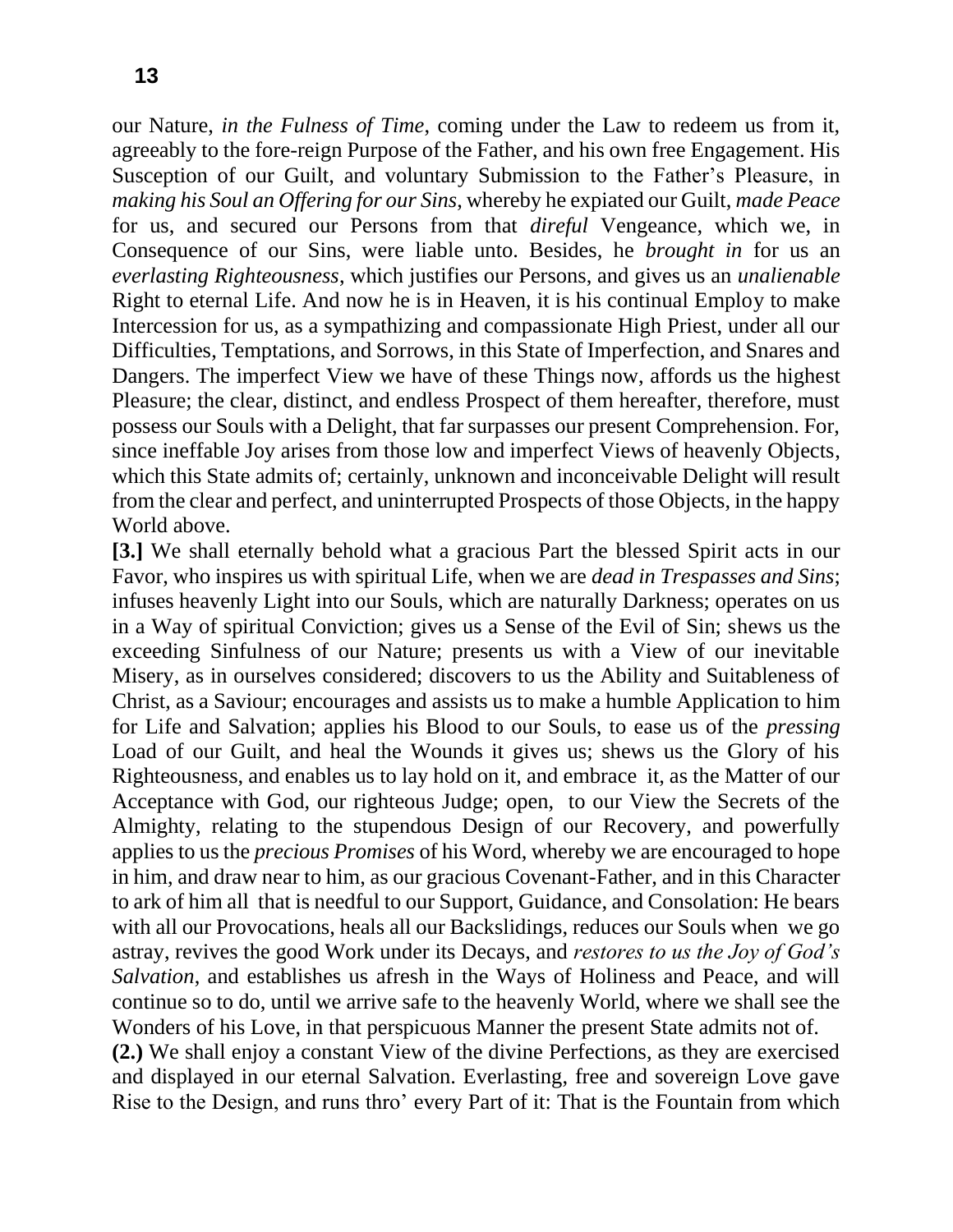our Nature, *in the Fulness of Time*, coming under the Law to redeem us from it, agreeably to the fore-reign Purpose of the Father, and his own free Engagement. His Susception of our Guilt, and voluntary Submission to the Father's Pleasure, in *making his Soul an Offering for our Sins*, whereby he expiated our Guilt, *made Peace* for us, and secured our Persons from that *direful* Vengeance, which we, in Consequence of our Sins, were liable unto. Besides, he *brought in* for us an *everlasting Righteousness*, which justifies our Persons, and gives us an *unalienable* Right to eternal Life. And now he is in Heaven, it is his continual Employ to make Intercession for us, as a sympathizing and compassionate High Priest, under all our Difficulties, Temptations, and Sorrows, in this State of Imperfection, and Snares and Dangers. The imperfect View we have of these Things now, affords us the highest Pleasure; the clear, distinct, and endless Prospect of them hereafter, therefore, must possess our Souls with a Delight, that far surpasses our present Comprehension. For, since ineffable Joy arises from those low and imperfect Views of heavenly Objects, which this State admits of; certainly, unknown and inconceivable Delight will result from the clear and perfect, and uninterrupted Prospects of those Objects, in the happy World above.

**[3.]** We shall eternally behold what a gracious Part the blessed Spirit acts in our Favor, who inspires us with spiritual Life, when we are *dead in Trespasses and Sins*; infuses heavenly Light into our Souls, which are naturally Darkness; operates on us in a Way of spiritual Conviction; gives us a Sense of the Evil of Sin; shews us the exceeding Sinfulness of our Nature; presents us with a View of our inevitable Misery, as in ourselves considered; discovers to us the Ability and Suitableness of Christ, as a Saviour; encourages and assists us to make a humble Application to him for Life and Salvation; applies his Blood to our Souls, to ease us of the *pressing* Load of our Guilt, and heal the Wounds it gives us; shews us the Glory of his Righteousness, and enables us to lay hold on it, and embrace it, as the Matter of our Acceptance with God, our righteous Judge; open, to our View the Secrets of the Almighty, relating to the stupendous Design of our Recovery, and powerfully applies to us the *precious Promises* of his Word, whereby we are encouraged to hope in him, and draw near to him, as our gracious Covenant-Father, and in this Character to ark of him all that is needful to our Support, Guidance, and Consolation: He bears with all our Provocations, heals all our Backslidings, reduces our Souls when we go astray, revives the good Work under its Decays, and *restores to us the Joy of God's Salvation*, and establishes us afresh in the Ways of Holiness and Peace, and will continue so to do, until we arrive safe to the heavenly World, where we shall see the Wonders of his Love, in that perspicuous Manner the present State admits not of.

**(2.)** We shall enjoy a constant View of the divine Perfections, as they are exercised and displayed in our eternal Salvation. Everlasting, free and sovereign Love gave Rise to the Design, and runs thro' every Part of it: That is the Fountain from which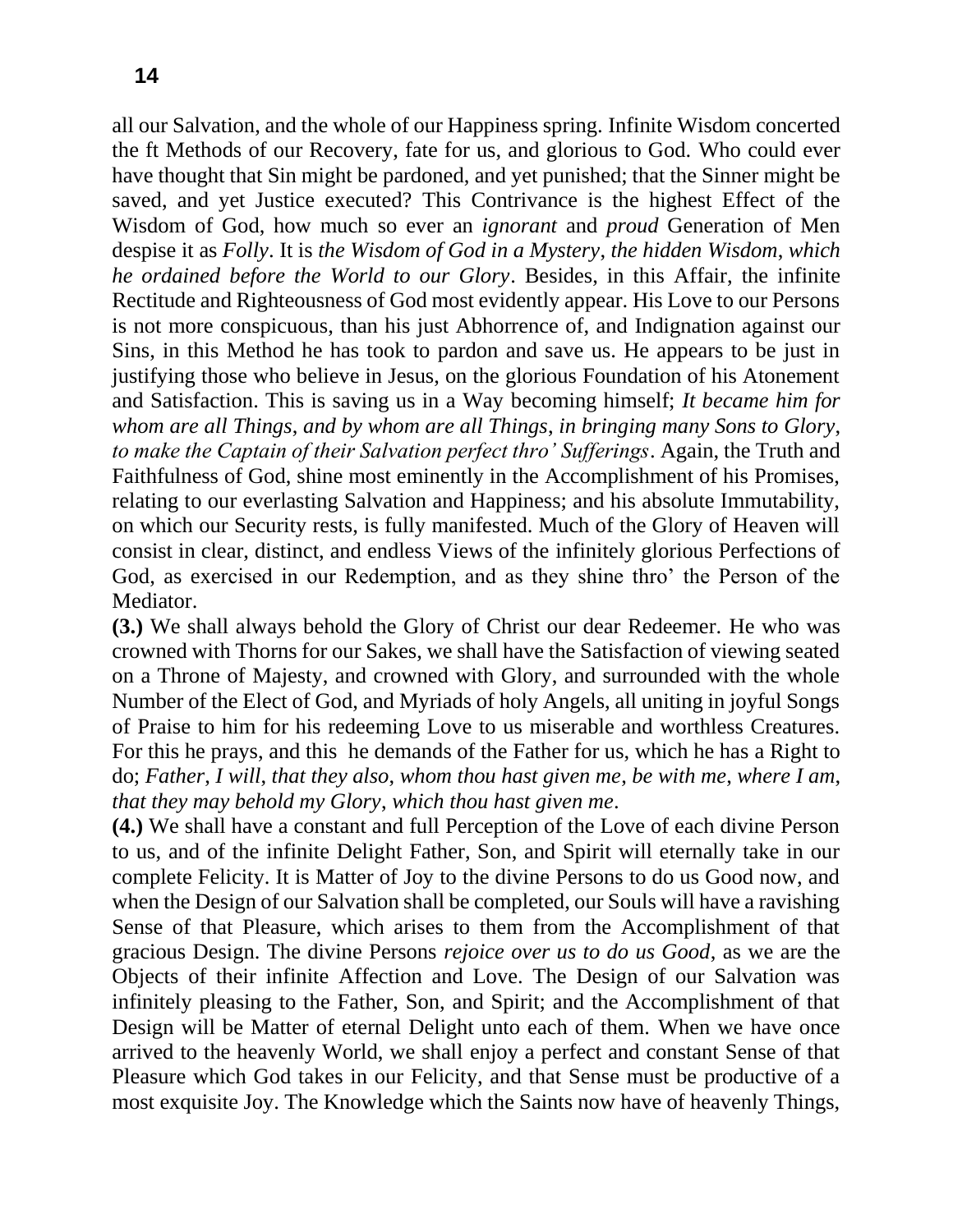all our Salvation, and the whole of our Happiness spring. Infinite Wisdom concerted the ft Methods of our Recovery, fate for us, and glorious to God. Who could ever have thought that Sin might be pardoned, and yet punished; that the Sinner might be saved, and yet Justice executed? This Contrivance is the highest Effect of the Wisdom of God, how much so ever an *ignorant* and *proud* Generation of Men despise it as *Folly*. It is *the Wisdom of God in a Mystery*, *the hidden Wisdom*, *which he ordained before the World to our Glory*. Besides, in this Affair, the infinite Rectitude and Righteousness of God most evidently appear. His Love to our Persons is not more conspicuous, than his just Abhorrence of, and Indignation against our Sins, in this Method he has took to pardon and save us. He appears to be just in justifying those who believe in Jesus, on the glorious Foundation of his Atonement and Satisfaction. This is saving us in a Way becoming himself; *It became him for whom are all Things*, *and by whom are all Things*, *in bringing many Sons to Glory*, *to make the Captain of their Salvation perfect thro' Sufferings*. Again, the Truth and Faithfulness of God, shine most eminently in the Accomplishment of his Promises, relating to our everlasting Salvation and Happiness; and his absolute Immutability, on which our Security rests, is fully manifested. Much of the Glory of Heaven will consist in clear, distinct, and endless Views of the infinitely glorious Perfections of God, as exercised in our Redemption, and as they shine thro' the Person of the Mediator.

**(3.)** We shall always behold the Glory of Christ our dear Redeemer. He who was crowned with Thorns for our Sakes, we shall have the Satisfaction of viewing seated on a Throne of Majesty, and crowned with Glory, and surrounded with the whole Number of the Elect of God, and Myriads of holy Angels, all uniting in joyful Songs of Praise to him for his redeeming Love to us miserable and worthless Creatures. For this he prays, and this he demands of the Father for us, which he has a Right to do; *Father, I will, that they also, whom thou hast given me, be with me, where I am, that they may behold my Glory*, *which thou hast given me*.

**(4.)** We shall have a constant and full Perception of the Love of each divine Person to us, and of the infinite Delight Father, Son, and Spirit will eternally take in our complete Felicity. It is Matter of Joy to the divine Persons to do us Good now, and when the Design of our Salvation shall be completed, our Souls will have a ravishing Sense of that Pleasure, which arises to them from the Accomplishment of that gracious Design. The divine Persons *rejoice over us to do us Good*, as we are the Objects of their infinite Affection and Love. The Design of our Salvation was infinitely pleasing to the Father, Son, and Spirit; and the Accomplishment of that Design will be Matter of eternal Delight unto each of them. When we have once arrived to the heavenly World, we shall enjoy a perfect and constant Sense of that Pleasure which God takes in our Felicity, and that Sense must be productive of a most exquisite Joy. The Knowledge which the Saints now have of heavenly Things,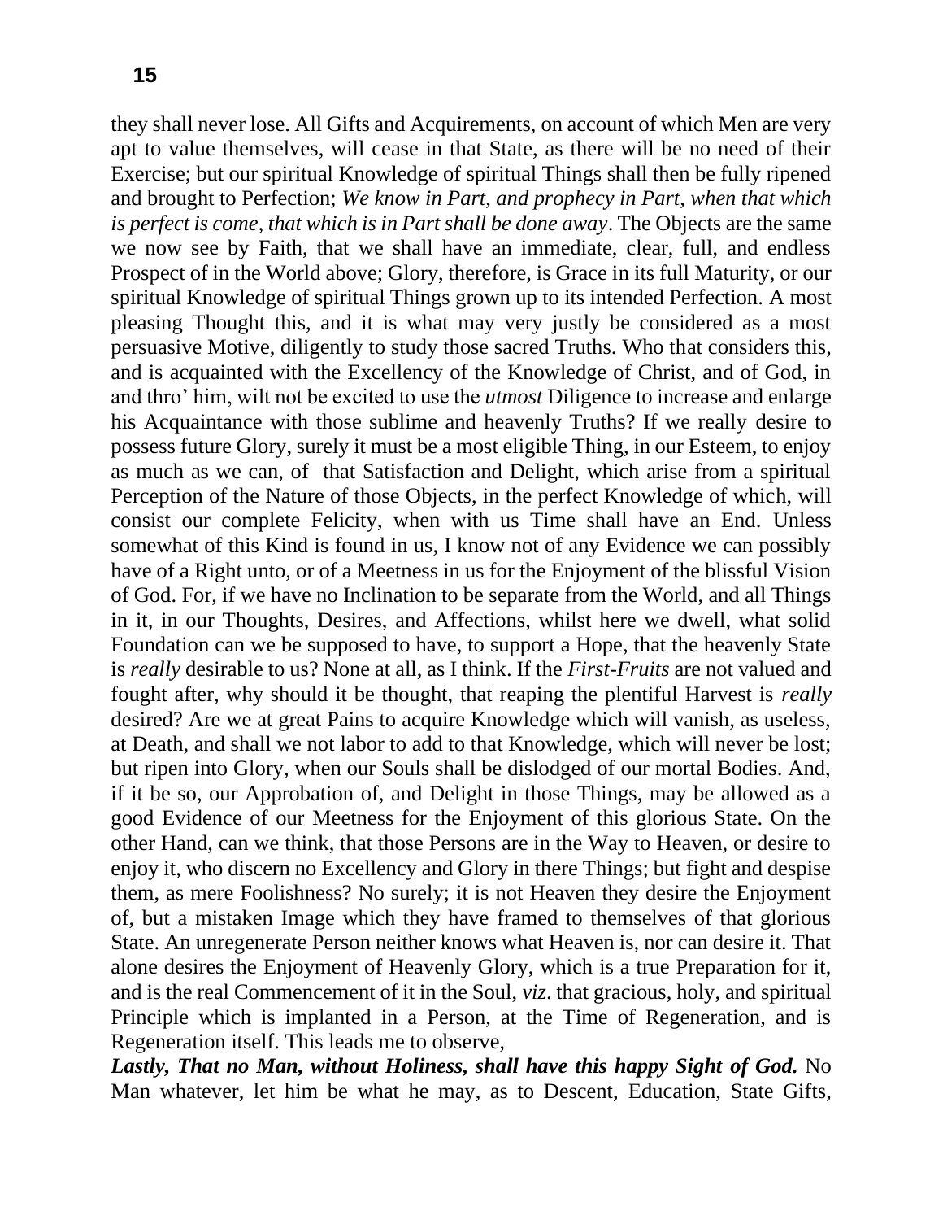they shall never lose. All Gifts and Acquirements, on account of which Men are very apt to value themselves, will cease in that State, as there will be no need of their Exercise; but our spiritual Knowledge of spiritual Things shall then be fully ripened and brought to Perfection; *We know in Part, and prophecy in Part, when that which is perfect is come, that which is in Part shall be done away*. The Objects are the same we now see by Faith, that we shall have an immediate, clear, full, and endless Prospect of in the World above; Glory, therefore, is Grace in its full Maturity, or our spiritual Knowledge of spiritual Things grown up to its intended Perfection. A most pleasing Thought this, and it is what may very justly be considered as a most persuasive Motive, diligently to study those sacred Truths. Who that considers this, and is acquainted with the Excellency of the Knowledge of Christ, and of God, in and thro' him, wilt not be excited to use the *utmost* Diligence to increase and enlarge his Acquaintance with those sublime and heavenly Truths? If we really desire to possess future Glory, surely it must be a most eligible Thing, in our Esteem, to enjoy as much as we can, of that Satisfaction and Delight, which arise from a spiritual Perception of the Nature of those Objects, in the perfect Knowledge of which, will consist our complete Felicity, when with us Time shall have an End. Unless somewhat of this Kind is found in us, I know not of any Evidence we can possibly have of a Right unto, or of a Meetness in us for the Enjoyment of the blissful Vision of God. For, if we have no Inclination to be separate from the World, and all Things in it, in our Thoughts, Desires, and Affections, whilst here we dwell, what solid Foundation can we be supposed to have, to support a Hope, that the heavenly State is *really* desirable to us? None at all, as I think. If the *First-Fruits* are not valued and fought after, why should it be thought, that reaping the plentiful Harvest is *really* desired? Are we at great Pains to acquire Knowledge which will vanish, as useless, at Death, and shall we not labor to add to that Knowledge, which will never be lost; but ripen into Glory, when our Souls shall be dislodged of our mortal Bodies. And, if it be so, our Approbation of, and Delight in those Things, may be allowed as a good Evidence of our Meetness for the Enjoyment of this glorious State. On the other Hand, can we think, that those Persons are in the Way to Heaven, or desire to enjoy it, who discern no Excellency and Glory in there Things; but fight and despise them, as mere Foolishness? No surely; it is not Heaven they desire the Enjoyment of, but a mistaken Image which they have framed to themselves of that glorious State. An unregenerate Person neither knows what Heaven is, nor can desire it. That alone desires the Enjoyment of Heavenly Glory, which is a true Preparation for it, and is the real Commencement of it in the Soul, *viz*. that gracious, holy, and spiritual Principle which is implanted in a Person, at the Time of Regeneration, and is Regeneration itself. This leads me to observe,

***Lastly, That no Man, without Holiness, shall have this happy Sight of God.*** No Man whatever, let him be what he may, as to Descent, Education, State Gifts,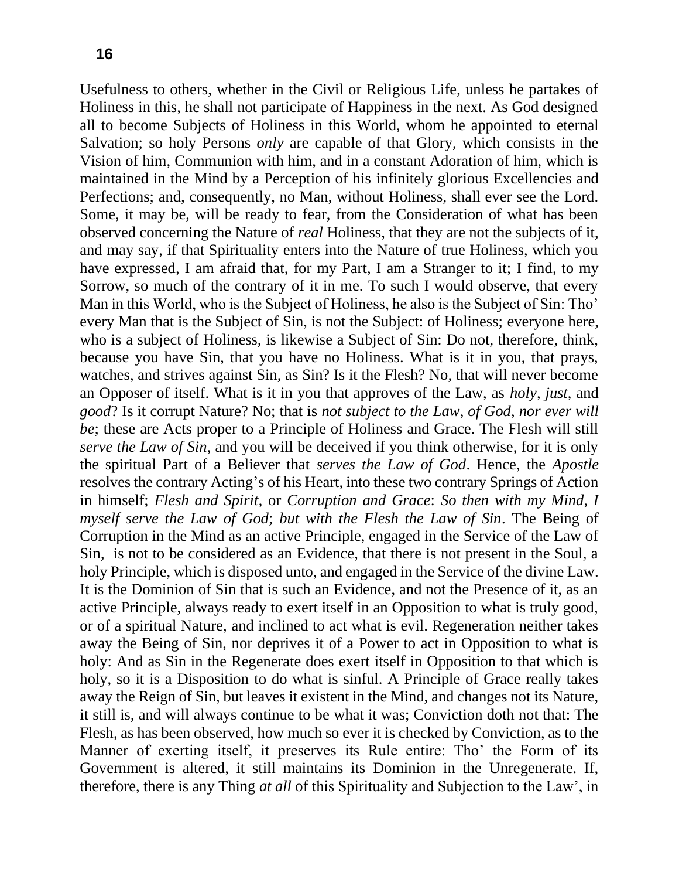Usefulness to others, whether in the Civil or Religious Life, unless he partakes of Holiness in this, he shall not participate of Happiness in the next. As God designed all to become Subjects of Holiness in this World, whom he appointed to eternal Salvation; so holy Persons *only* are capable of that Glory, which consists in the Vision of him, Communion with him, and in a constant Adoration of him, which is maintained in the Mind by a Perception of his infinitely glorious Excellencies and Perfections; and, consequently, no Man, without Holiness, shall ever see the Lord. Some, it may be, will be ready to fear, from the Consideration of what has been observed concerning the Nature of *real* Holiness, that they are not the subjects of it, and may say, if that Spirituality enters into the Nature of true Holiness, which you have expressed, I am afraid that, for my Part, I am a Stranger to it; I find, to my Sorrow, so much of the contrary of it in me. To such I would observe, that every Man in this World, who is the Subject of Holiness, he also is the Subject of Sin: Tho' every Man that is the Subject of Sin, is not the Subject: of Holiness; everyone here, who is a subject of Holiness, is likewise a Subject of Sin: Do not, therefore, think, because you have Sin, that you have no Holiness. What is it in you, that prays, watches, and strives against Sin, as Sin? Is it the Flesh? No, that will never become an Opposer of itself. What is it in you that approves of the Law, as *holy*, *just*, and *good*? Is it corrupt Nature? No; that is *not subject to the Law*, *of God*, *nor ever will be*; these are Acts proper to a Principle of Holiness and Grace. The Flesh will still *serve the Law of Sin*, and you will be deceived if you think otherwise, for it is only the spiritual Part of a Believer that *serves the Law of God*. Hence, the *Apostle* resolves the contrary Acting's of his Heart, into these two contrary Springs of Action in himself; *Flesh and Spirit*, or *Corruption and Grace*: *So then with my Mind, I myself serve the Law of God*; *but with the Flesh the Law of Sin*. The Being of Corruption in the Mind as an active Principle, engaged in the Service of the Law of Sin, is not to be considered as an Evidence, that there is not present in the Soul, a holy Principle, which is disposed unto, and engaged in the Service of the divine Law. It is the Dominion of Sin that is such an Evidence, and not the Presence of it, as an active Principle, always ready to exert itself in an Opposition to what is truly good, or of a spiritual Nature, and inclined to act what is evil. Regeneration neither takes away the Being of Sin, nor deprives it of a Power to act in Opposition to what is holy: And as Sin in the Regenerate does exert itself in Opposition to that which is holy, so it is a Disposition to do what is sinful. A Principle of Grace really takes away the Reign of Sin, but leaves it existent in the Mind, and changes not its Nature, it still is, and will always continue to be what it was; Conviction doth not that: The Flesh, as has been observed, how much so ever it is checked by Conviction, as to the Manner of exerting itself, it preserves its Rule entire: Tho' the Form of its Government is altered, it still maintains its Dominion in the Unregenerate. If, therefore, there is any Thing *at all* of this Spirituality and Subjection to the Law', in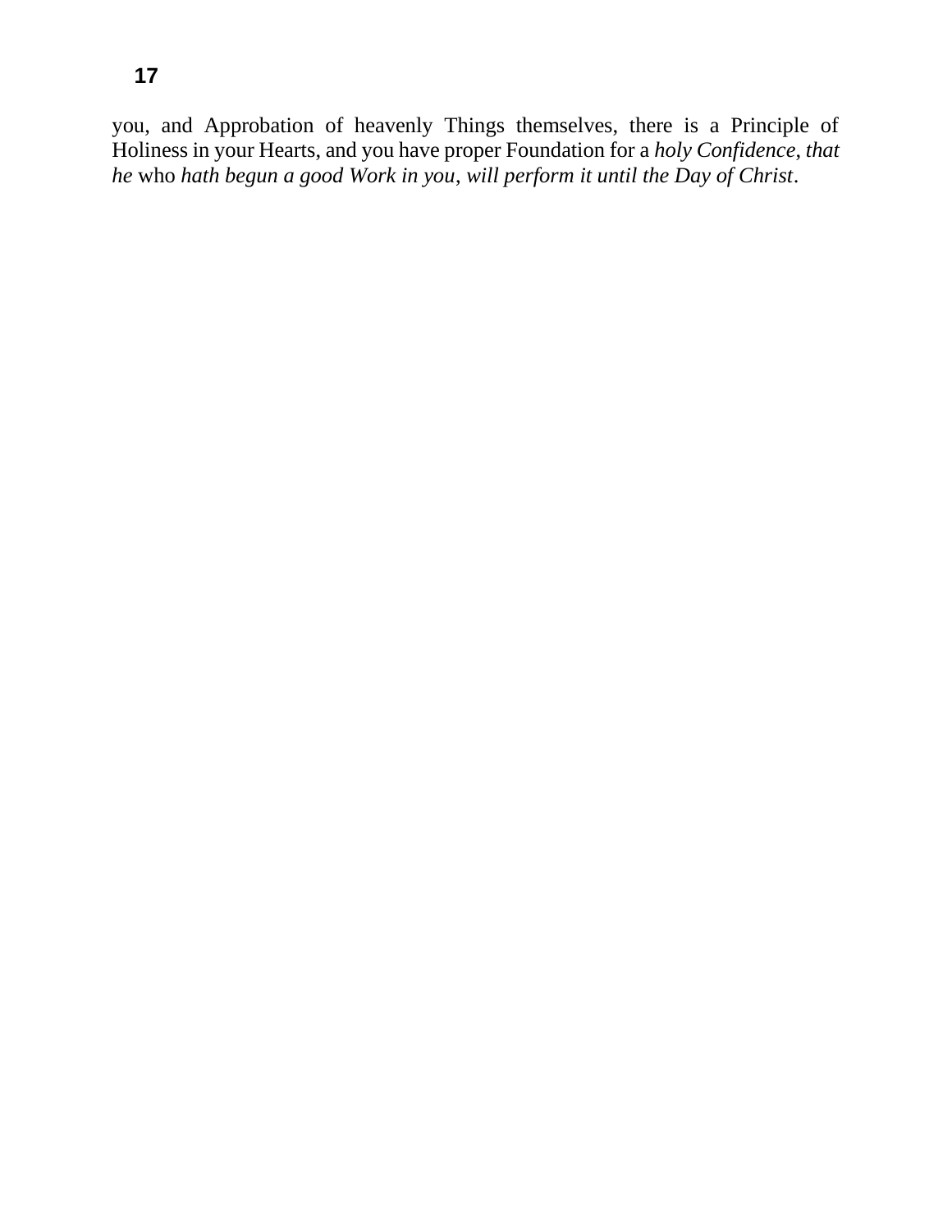you, and Approbation of heavenly Things themselves, there is a Principle of Holiness in your Hearts, and you have proper Foundation for a *holy Confidence*, *that he* who *hath begun a good Work in you*, *will perform it until the Day of Christ*.